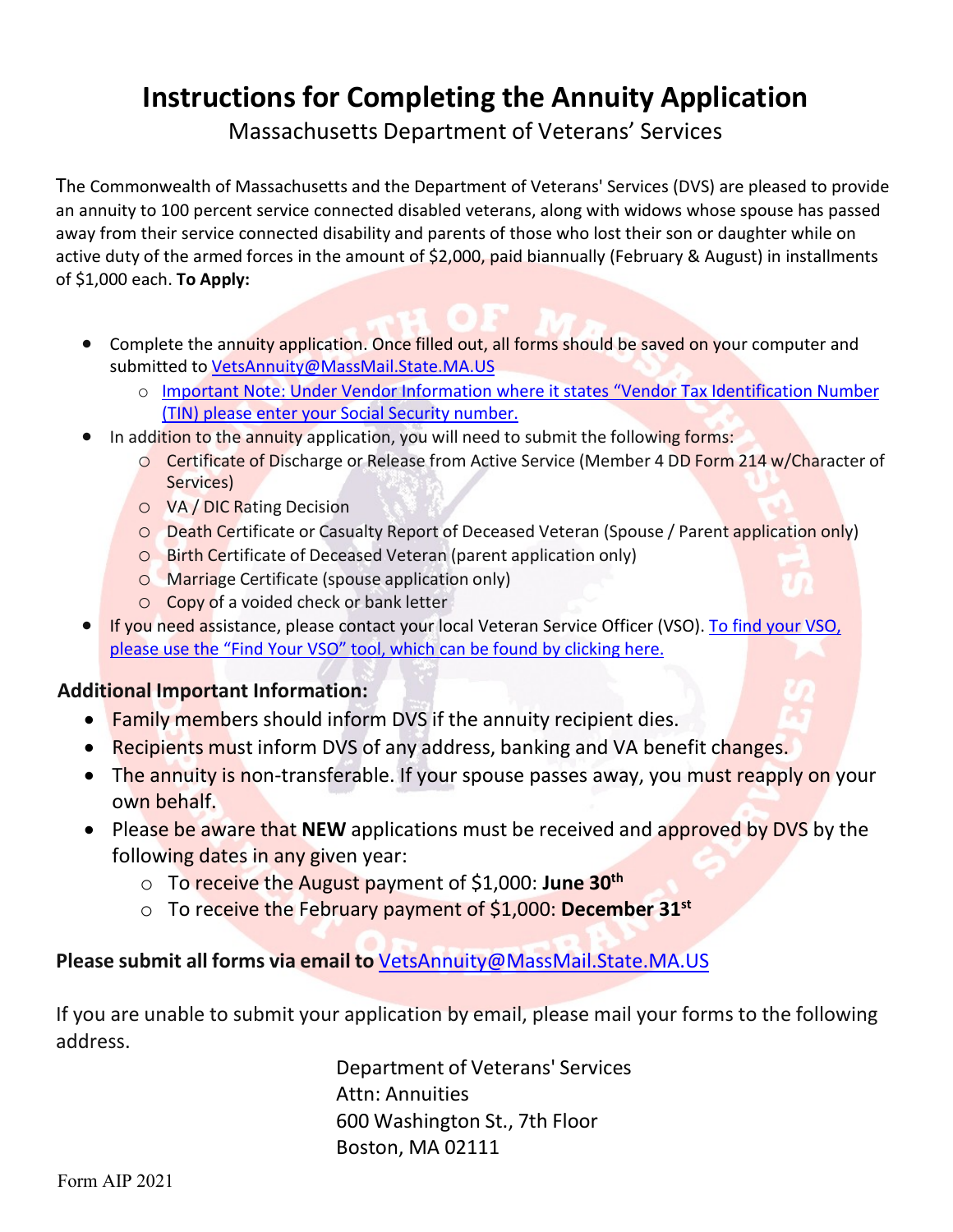# Instructions for Completing the Annuity Application

Massachusetts Department of Veterans' Services

The Commonwealth of Massachusetts and the Department of Veterans' Services (DVS) are pleased to provide an annuity to 100 percent service connected disabled veterans, along with widows whose spouse has passed away from their service connected disability and parents of those who lost their son or daughter while on active duty of the armed forces in the amount of $2,000, paid biannually (February & August) in installments of $1,000 each. **To Apply:**

- Complete the annuity application. Once filled out, all forms should be saved on your computer and submitted to VetsAnnuity@MassMail.State.MA.US
  - Important Note: Under Vendor Information where it states "Vendor Tax Identification Number (TIN) please enter your Social Security number.
- In addition to the annuity application, you will need to submit the following forms:
  - Certificate of Discharge or Release from Active Service (Member 4 DD Form 214 w/Character of Services)
  - VA / DIC Rating Decision
  - Death Certificate or Casualty Report of Deceased Veteran (Spouse / Parent application only)
  - Birth Certificate of Deceased Veteran (parent application only)
  - Marriage Certificate (spouse application only)
  - Copy of a voided check or bank letter
- If you need assistance, please contact your local Veteran Service Officer (VSO). To find your VSO, please use the "Find Your VSO" tool, which can be found by clicking here.

## Additional Important Information:

- Family members should inform DVS if the annuity recipient dies.
- Recipients must inform DVS of any address, banking and VA benefit changes.
- The annuity is non-transferable. If your spouse passes away, you must reapply on your own behalf.
- Please be aware that **NEW** applications must be received and approved by DVS by the following dates in any given year:
  - To receive the August payment of $1,000: **June 30th**
  - To receive the February payment of $1,000: **December 31st**

**Please submit all forms via email to** VetsAnnuity@MassMail.State.MA.US

If you are unable to submit your application by email, please mail your forms to the following address.

Department of Veterans' Services
Attn: Annuities
600 Washington St., 7th Floor
Boston, MA 02111

Form AIP 2021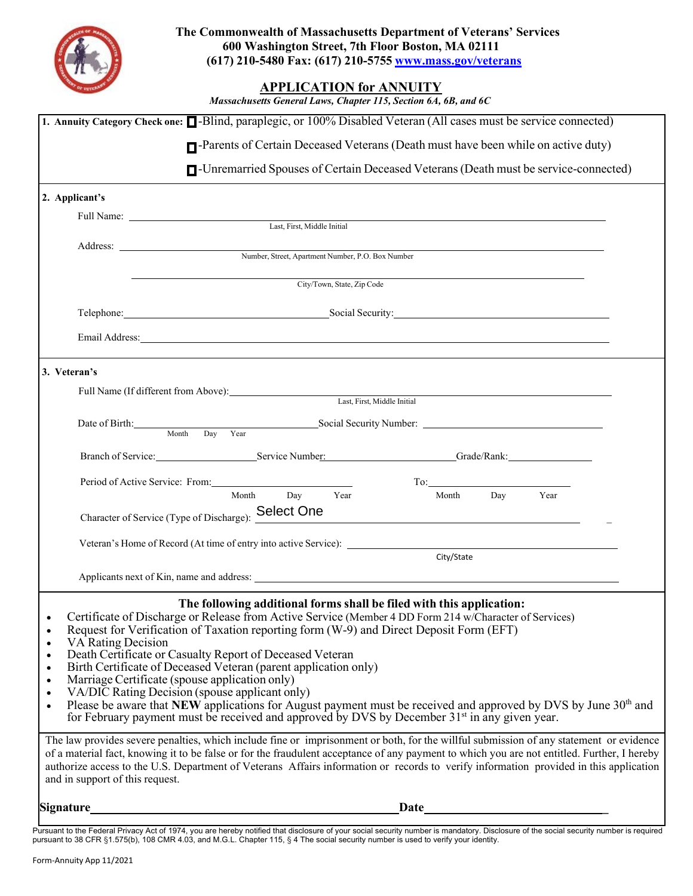**The Commonwealth of Massachusetts Department of Veterans' Services**
**600 Washington Street, 7th Floor Boston, MA 02111**
**(617) 210-5480 Fax: (617) 210-5755 www.mass.gov/veterans**

# APPLICATION for ANNUITY

*Massachusetts General Laws, Chapter 115, Section 6A, 6B, and 6C*

**1. Annuity Category Check one:**
- ☐ -Blind, paraplegic, or 100% Disabled Veteran (All cases must be service connected)
- ☐ -Parents of Certain Deceased Veterans (Death must have been while on active duty)
- ☐ -Unremarried Spouses of Certain Deceased Veterans (Death must be service-connected)

**2. Applicant's**

Full Name: ______________________________
Last, First, Middle Initial

Address: ______________________________
Number, Street, Apartment Number, P.O. Box Number

______________________________
City/Town, State, Zip Code

Telephone: ______________ Social Security: ______________

Email Address: ______________________________

**3. Veteran's**

Full Name (If different from Above): ______________________________
Last, First, Middle Initial

Date of Birth: ______________ Social Security Number: ______________
Month Day Year

Branch of Service: ______________ Service Number: ______________ Grade/Rank: ______________

Period of Active Service: From: ______________ To: ______________
Month Day Year Month Day Year

Character of Service (Type of Discharge): Select One

Veteran's Home of Record (At time of entry into active Service): ______________
City/State

Applicants next of Kin, name and address: ______________________________

**The following additional forms shall be filed with this application:**

- Certificate of Discharge or Release from Active Service (Member 4 DD Form 214 w/Character of Services)
- Request for Verification of Taxation reporting form (W-9) and Direct Deposit Form (EFT)
- VA Rating Decision
- Death Certificate or Casualty Report of Deceased Veteran
- Birth Certificate of Deceased Veteran (parent application only)
- Marriage Certificate (spouse application only)
- VA/DIC Rating Decision (spouse applicant only)
- Please be aware that **NEW** applications for August payment must be received and approved by DVS by June 30th and for February payment must be received and approved by DVS by December 31st in any given year.

The law provides severe penalties, which include fine or imprisonment or both, for the willful submission of any statement or evidence of a material fact, knowing it to be false or for the fraudulent acceptance of any payment to which you are not entitled. Further, I hereby authorize access to the U.S. Department of Veterans Affairs information or records to verify information provided in this application and in support of this request.

**Signature** ______________________________ **Date** ______________

Pursuant to the Federal Privacy Act of 1974, you are hereby notified that disclosure of your social security number is mandatory. Disclosure of the social security number is required pursuant to 38 CFR §1.575(b), 108 CMR 4.03, and M.G.L. Chapter 115, § 4 The social security number is used to verify your identity.

Form-Annuity App 11/2021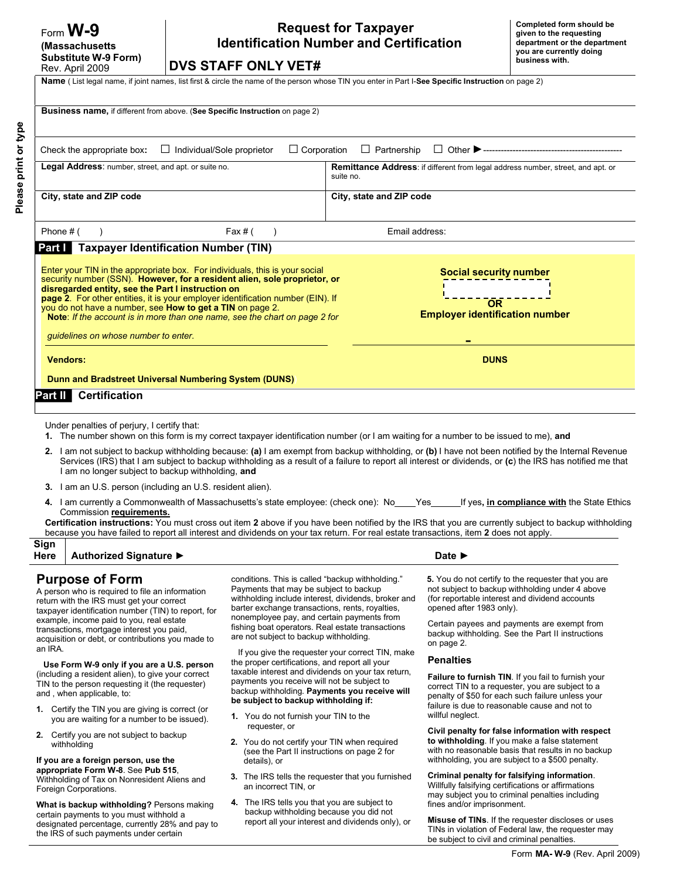Form **W-9**
**(Massachusetts Substitute W-9 Form)**
Rev. April 2009

# Request for Taxpayer Identification Number and Certification

**DVS STAFF ONLY VET#**

**Completed form should be given to the requesting department or the department you are currently doing business with.**

Please print or type

**Name** ( List legal name, if joint names, list first & circle the name of the person whose TIN you enter in Part I-**See Specific Instruction** on page 2)

**Business name,** if different from above. (**See Specific Instruction** on page 2)

Check the appropriate box: ☐ Individual/Sole proprietor ☐ Corporation ☐ Partnership ☐ Other ▶

| **Legal Address**: number, street, and apt. or suite no. | **Remittance Address**: if different from legal address number, street, and apt. or suite no. |
|---|---|
| **City, state and ZIP code** | **City, state and ZIP code** |

Phone # ( ) Fax # ( ) Email address:

## Part I Taxpayer Identification Number (TIN)

Enter your TIN in the appropriate box. For individuals, this is your social security number (SSN). **However, for a resident alien, sole proprietor, or disregarded entity, see the Part I instruction on page 2**. For other entities, it is your employer identification number (EIN). If you do not have a number, see **How to get a TIN** on page 2.
**Note**: *If the account is in more than one name, see the chart on page 2 for guidelines on whose number to enter.*

**Social security number**

**OR**

**Employer identification number**

-

**Vendors:**

**Dunn and Bradstreet Universal Numbering System (DUNS)**

**DUNS**

## Part II Certification

Under penalties of perjury, I certify that:

1. The number shown on this form is my correct taxpayer identification number (or I am waiting for a number to be issued to me), **and**
2. I am not subject to backup withholding because: **(a)** I am exempt from backup withholding, or **(b)** I have not been notified by the Internal Revenue Services (IRS) that I am subject to backup withholding as a result of a failure to report all interest or dividends, or (**c**) the IRS has notified me that I am no longer subject to backup withholding, **and**
3. I am an U.S. person (including an U.S. resident alien).
4. I am currently a Commonwealth of Massachusetts's state employee: (check one): No____Yes______If yes**, in compliance with** the State Ethics Commission **requirements.**

**Certification instructions:** You must cross out item **2** above if you have been notified by the IRS that you are currently subject to backup withholding because you have failed to report all interest and dividends on your tax return. For real estate transactions, item **2** does not apply.

**Sign Here** **Authorized Signature ▶** **Date ▶**

## Purpose of Form

A person who is required to file an information return with the IRS must get your correct taxpayer identification number (TIN) to report, for example, income paid to you, real estate transactions, mortgage interest you paid, acquisition or debt, or contributions you made to an IRA.

**Use Form W-9 only if you are a U.S. person** (including a resident alien), to give your correct TIN to the person requesting it (the requester) and , when applicable, to:

1. Certify the TIN you are giving is correct (or you are waiting for a number to be issued).
2. Certify you are not subject to backup withholding

**If you are a foreign person, use the appropriate Form W-8**. See **Pub 515**, Withholding of Tax on Nonresident Aliens and Foreign Corporations.

**What is backup withholding?** Persons making certain payments to you must withhold a designated percentage, currently 28% and pay to the IRS of such payments under certain conditions. This is called "backup withholding." Payments that may be subject to backup withholding include interest, dividends, broker and barter exchange transactions, rents, royalties, nonemployee pay, and certain payments from fishing boat operators. Real estate transactions are not subject to backup withholding.

If you give the requester your correct TIN, make the proper certifications, and report all your taxable interest and dividends on your tax return, payments you receive will not be subject to backup withholding. **Payments you receive will be subject to backup withholding if:**

1. You do not furnish your TIN to the requester, or
2. You do not certify your TIN when required (see the Part II instructions on page 2 for details), or
3. The IRS tells the requester that you furnished an incorrect TIN, or
4. The IRS tells you that you are subject to backup withholding because you did not report all your interest and dividends only), or
5. You do not certify to the requester that you are not subject to backup withholding under 4 above (for reportable interest and dividend accounts opened after 1983 only).

Certain payees and payments are exempt from backup withholding. See the Part II instructions on page 2.

### Penalties

**Failure to furnish TIN**. If you fail to furnish your correct TIN to a requester, you are subject to a penalty of $50 for each such failure unless your failure is due to reasonable cause and not to willful neglect.

**Civil penalty for false information with respect to withholding**. If you make a false statement with no reasonable basis that results in no backup withholding, you are subject to a $500 penalty.

**Criminal penalty for falsifying information**. Willfully falsifying certifications or affirmations may subject you to criminal penalties including fines and/or imprisonment.

**Misuse of TINs**. If the requester discloses or uses TINs in violation of Federal law, the requester may be subject to civil and criminal penalties.

Form **MA- W-9** (Rev. April 2009)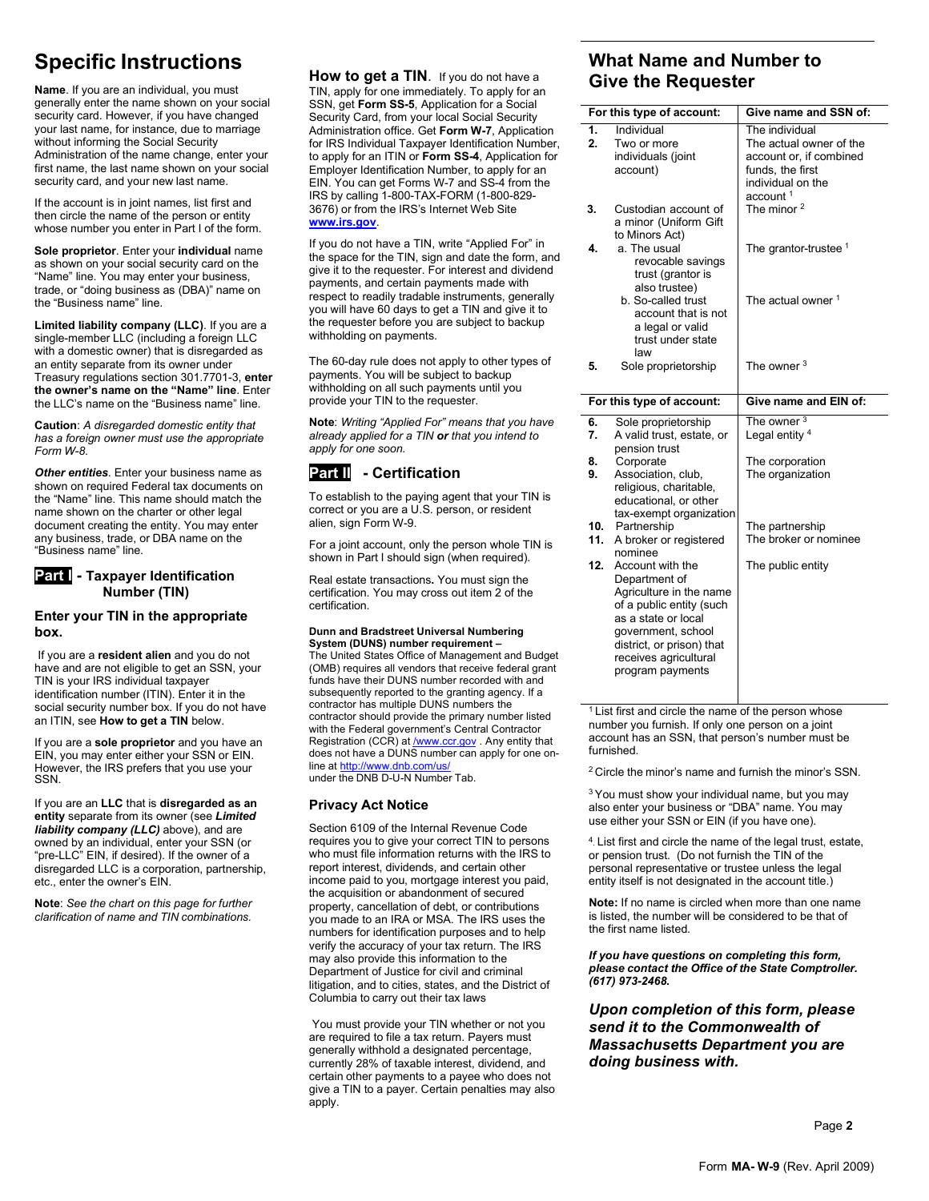# Specific Instructions

**Name**. If you are an individual, you must generally enter the name shown on your social security card. However, if you have changed your last name, for instance, due to marriage without informing the Social Security Administration of the name change, enter your first name, the last name shown on your social security card, and your new last name.

If the account is in joint names, list first and then circle the name of the person or entity whose number you enter in Part I of the form.

**Sole proprietor**. Enter your **individual** name as shown on your social security card on the "Name" line. You may enter your business, trade, or "doing business as (DBA)" name on the "Business name" line.

**Limited liability company (LLC)**. If you are a single-member LLC (including a foreign LLC with a domestic owner) that is disregarded as an entity separate from its owner under Treasury regulations section 301.7701-3, **enter the owner's name on the "Name" line**. Enter the LLC's name on the "Business name" line.

**Caution**: *A disregarded domestic entity that has a foreign owner must use the appropriate Form W-8.*

***Other entities***. Enter your business name as shown on required Federal tax documents on the "Name" line. This name should match the name shown on the charter or other legal document creating the entity. You may enter any business, trade, or DBA name on the "Business name" line.

## Part I - Taxpayer Identification Number (TIN)

### Enter your TIN in the appropriate box.

If you are a **resident alien** and you do not have and are not eligible to get an SSN, your TIN is your IRS individual taxpayer identification number (ITIN). Enter it in the social security number box. If you do not have an ITIN, see **How to get a TIN** below.

If you are a **sole proprietor** and you have an EIN, you may enter either your SSN or EIN. However, the IRS prefers that you use your SSN.

If you are an **LLC** that is **disregarded as an entity** separate from its owner (see ***Limited liability company (LLC)*** above), and are owned by an individual, enter your SSN (or "pre-LLC" EIN, if desired). If the owner of a disregarded LLC is a corporation, partnership, etc., enter the owner's EIN.

**Note**: *See the chart on this page for further clarification of name and TIN combinations.*

**How to get a TIN**. If you do not have a TIN, apply for one immediately. To apply for an SSN, get **Form SS-5**, Application for a Social Security Card, from your local Social Security Administration office. Get **Form W-7**, Application for IRS Individual Taxpayer Identification Number, to apply for an ITIN or **Form SS-4**, Application for Employer Identification Number, to apply for an EIN. You can get Forms W-7 and SS-4 from the IRS by calling 1-800-TAX-FORM (1-800-829-3676) or from the IRS's Internet Web Site **www.irs.gov**.

If you do not have a TIN, write "Applied For" in the space for the TIN, sign and date the form, and give it to the requester. For interest and dividend payments, and certain payments made with respect to readily tradable instruments, generally you will have 60 days to get a TIN and give it to the requester before you are subject to backup withholding on payments.

The 60-day rule does not apply to other types of payments. You will be subject to backup withholding on all such payments until you provide your TIN to the requester.

**Note**: *Writing "Applied For" means that you have already applied for a TIN **or** that you intend to apply for one soon.*

## Part II - Certification

To establish to the paying agent that your TIN is correct or you are a U.S. person, or resident alien, sign Form W-9.

For a joint account, only the person whole TIN is shown in Part I should sign (when required).

**Real estate transactions.** You must sign the certification. You may cross out item 2 of the certification.

**Dunn and Bradstreet Universal Numbering System (DUNS) number requirement –**
The United States Office of Management and Budget (OMB) requires all vendors that receive federal grant funds have their DUNS number recorded with and subsequently reported to the granting agency. If a contractor has multiple DUNS numbers the contractor should provide the primary number listed with the Federal government's Central Contractor Registration (CCR) at /www.ccr.gov . Any entity that does not have a DUNS number can apply for one on-line at http://www.dnb.com/us/ under the DNB D-U-N Number Tab.

### Privacy Act Notice

Section 6109 of the Internal Revenue Code requires you to give your correct TIN to persons who must file information returns with the IRS to report interest, dividends, and certain other income paid to you, mortgage interest you paid, the acquisition or abandonment of secured property, cancellation of debt, or contributions you made to an IRA or MSA. The IRS uses the numbers for identification purposes and to help verify the accuracy of your tax return. The IRS may also provide this information to the Department of Justice for civil and criminal litigation, and to cities, states, and the District of Columbia to carry out their tax laws

You must provide your TIN whether or not you are required to file a tax return. Payers must generally withhold a designated percentage, currently 28% of taxable interest, dividend, and certain other payments to a payee who does not give a TIN to a payer. Certain penalties may also apply.

## What Name and Number to Give the Requester

| For this type of account: | Give name and SSN of: |
|---|---|
| 1. Individual | The individual |
| 2. Two or more individuals (joint account) | The actual owner of the account or, if combined funds, the first individual on the account [1] |
| 3. Custodian account of a minor (Uniform Gift to Minors Act) | The minor [2] |
| 4. a. The usual revocable savings trust (grantor is also trustee) | The grantor-trustee [1] |
| b. So-called trust account that is not a legal or valid trust under state law | The actual owner [1] |
| 5. Sole proprietorship | The owner [3] |

| For this type of account: | Give name and EIN of: |
|---|---|
| 6. Sole proprietorship | The owner [3] |
| 7. A valid trust, estate, or pension trust | Legal entity [4] |
| 8. Corporate | The corporation |
| 9. Association, club, religious, charitable, educational, or other tax-exempt organization | The organization |
| 10. Partnership | The partnership |
| 11. A broker or registered nominee | The broker or nominee |
| 12. Account with the Department of Agriculture in the name of a public entity (such as a state or local government, school district, or prison) that receives agricultural program payments | The public entity |

[1] List first and circle the name of the person whose number you furnish. If only one person on a joint account has an SSN, that person's number must be furnished.

[2] Circle the minor's name and furnish the minor's SSN.

[3] You must show your individual name, but you may also enter your business or "DBA" name. You may use either your SSN or EIN (if you have one).

[4] List first and circle the name of the legal trust, estate, or pension trust. (Do not furnish the TIN of the personal representative or trustee unless the legal entity itself is not designated in the account title.)

**Note:** If no name is circled when more than one name is listed, the number will be considered to be that of the first name listed.

***If you have questions on completing this form, please contact the Office of the State Comptroller. (617) 973-2468.***

***Upon completion of this form, please send it to the Commonwealth of Massachusetts Department you are doing business with.***

Form **MA- W-9** (Rev. April 2009)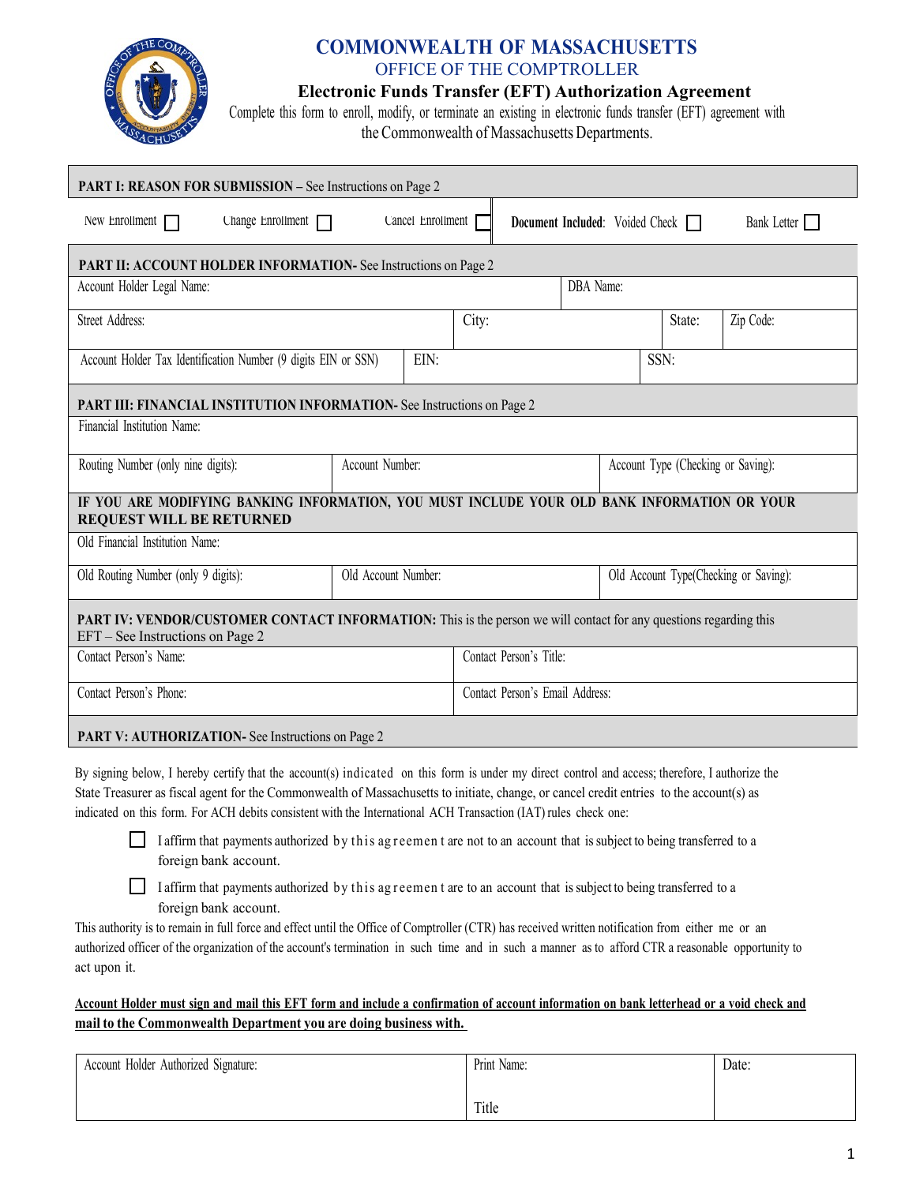# COMMONWEALTH OF MASSACHUSETTS

## OFFICE OF THE COMPTROLLER

### Electronic Funds Transfer (EFT) Authorization Agreement

Complete this form to enroll, modify, or terminate an existing in electronic funds transfer (EFT) agreement with the Commonwealth of Massachusetts Departments.

| **PART I: REASON FOR SUBMISSION** – See Instructions on Page 2 | | | | |
|---|---|---|---|---|
| New Enrollment ☐ | Change Enrollment ☐ | Cancel Enrollment ☐ | **Document Included**: Voided Check ☐ | Bank Letter ☐ |

| **PART II: ACCOUNT HOLDER INFORMATION-** See Instructions on Page 2 | | | |
|---|---|---|---|
| Account Holder Legal Name: | | DBA Name: | |
| Street Address: | City: | State: | Zip Code: |
| Account Holder Tax Identification Number (9 digits EIN or SSN) | EIN: | SSN: | |

| **PART III: FINANCIAL INSTITUTION INFORMATION-** See Instructions on Page 2 | | |
|---|---|---|
| Financial Institution Name: | | |
| Routing Number (only nine digits): | Account Number: | Account Type (Checking or Saving): |
| **IF YOU ARE MODIFYING BANKING INFORMATION, YOU MUST INCLUDE YOUR OLD BANK INFORMATION OR YOUR REQUEST WILL BE RETURNED** | | |
| Old Financial Institution Name: | | |
| Old Routing Number (only 9 digits): | Old Account Number: | Old Account Type(Checking or Saving): |

| **PART IV: VENDOR/CUSTOMER CONTACT INFORMATION:** This is the person we will contact for any questions regarding this EFT – See Instructions on Page 2 | |
|---|---|
| Contact Person's Name: | Contact Person's Title: |
| Contact Person's Phone: | Contact Person's Email Address: |

**PART V: AUTHORIZATION-** See Instructions on Page 2

By signing below, I hereby certify that the account(s) indicated on this form is under my direct control and access; therefore, I authorize the State Treasurer as fiscal agent for the Commonwealth of Massachusetts to initiate, change, or cancel credit entries to the account(s) as indicated on this form. For ACH debits consistent with the International ACH Transaction (IAT) rules check one:

- ☐ I affirm that payments authorized by this agreement are not to an account that is subject to being transferred to a foreign bank account.
- ☐ I affirm that payments authorized by this agreement are to an account that is subject to being transferred to a foreign bank account.

This authority is to remain in full force and effect until the Office of Comptroller (CTR) has received written notification from either me or an authorized officer of the organization of the account's termination in such time and in such a manner as to afford CTR a reasonable opportunity to act upon it.

**Account Holder must sign and mail this EFT form and include a confirmation of account information on bank letterhead or a void check and mail to the Commonwealth Department you are doing business with.**

| Account Holder Authorized Signature: | Print Name: Title | Date: |
|---|---|---|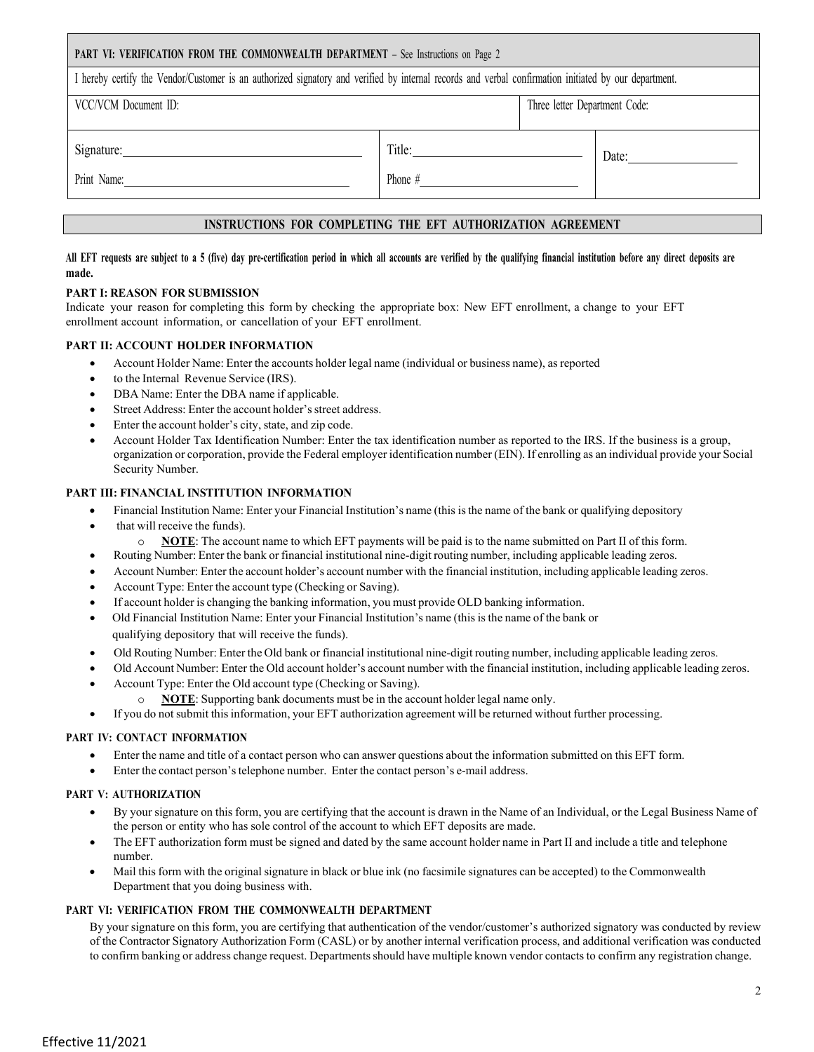| PART VI: VERIFICATION FROM THE COMMONWEALTH DEPARTMENT – See Instructions on Page 2 | | |
|---|---|---|
| I hereby certify the Vendor/Customer is an authorized signatory and verified by internal records and verbal confirmation initiated by our department. | | |
| VCC/VCM Document ID: | | Three letter Department Code: |
| Signature:<br>Print Name: | Title:<br>Phone # | Date: |

## INSTRUCTIONS FOR COMPLETING THE EFT AUTHORIZATION AGREEMENT

**All EFT requests are subject to a 5 (five) day pre-certification period in which all accounts are verified by the qualifying financial institution before any direct deposits are made.**

### PART I: REASON FOR SUBMISSION

Indicate your reason for completing this form by checking the appropriate box: New EFT enrollment, a change to your EFT enrollment account information, or cancellation of your EFT enrollment.

### PART II: ACCOUNT HOLDER INFORMATION

- Account Holder Name: Enter the accounts holder legal name (individual or business name), as reported
- to the Internal Revenue Service (IRS).
- DBA Name: Enter the DBA name if applicable.
- Street Address: Enter the account holder's street address.
- Enter the account holder's city, state, and zip code.
- Account Holder Tax Identification Number: Enter the tax identification number as reported to the IRS. If the business is a group, organization or corporation, provide the Federal employer identification number (EIN). If enrolling as an individual provide your Social Security Number.

### PART III: FINANCIAL INSTITUTION INFORMATION

- Financial Institution Name: Enter your Financial Institution's name (this is the name of the bank or qualifying depository
- that will receive the funds).
  - **NOTE**: The account name to which EFT payments will be paid is to the name submitted on Part II of this form.
- Routing Number: Enter the bank or financial institutional nine-digit routing number, including applicable leading zeros.
- Account Number: Enter the account holder's account number with the financial institution, including applicable leading zeros.
- Account Type: Enter the account type (Checking or Saving).
- If account holder is changing the banking information, you must provide OLD banking information.
- Old Financial Institution Name: Enter your Financial Institution's name (this is the name of the bank or qualifying depository that will receive the funds).
- Old Routing Number: Enter the Old bank or financial institutional nine-digit routing number, including applicable leading zeros.
- Old Account Number: Enter the Old account holder's account number with the financial institution, including applicable leading zeros.
- Account Type: Enter the Old account type (Checking or Saving).
  - **NOTE**: Supporting bank documents must be in the account holder legal name only.
- If you do not submit this information, your EFT authorization agreement will be returned without further processing.

### PART IV: CONTACT INFORMATION

- Enter the name and title of a contact person who can answer questions about the information submitted on this EFT form.
- Enter the contact person's telephone number. Enter the contact person's e-mail address.

### PART V: AUTHORIZATION

- By your signature on this form, you are certifying that the account is drawn in the Name of an Individual, or the Legal Business Name of the person or entity who has sole control of the account to which EFT deposits are made.
- The EFT authorization form must be signed and dated by the same account holder name in Part II and include a title and telephone number.
- Mail this form with the original signature in black or blue ink (no facsimile signatures can be accepted) to the Commonwealth Department that you doing business with.

### PART VI: VERIFICATION FROM THE COMMONWEALTH DEPARTMENT

By your signature on this form, you are certifying that authentication of the vendor/customer's authorized signatory was conducted by review of the Contractor Signatory Authorization Form (CASL) or by another internal verification process, and additional verification was conducted to confirm banking or address change request. Departments should have multiple known vendor contacts to confirm any registration change.

Effective 11/2021